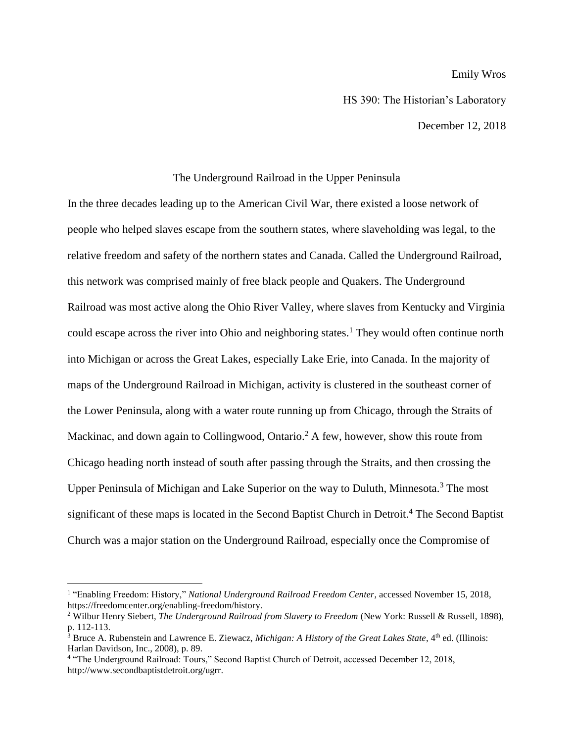Emily Wros

HS 390: The Historian's Laboratory

December 12, 2018

# The Underground Railroad in the Upper Peninsula

In the three decades leading up to the American Civil War, there existed a loose network of people who helped slaves escape from the southern states, where slaveholding was legal, to the relative freedom and safety of the northern states and Canada. Called the Underground Railroad, this network was comprised mainly of free black people and Quakers. The Underground Railroad was most active along the Ohio River Valley, where slaves from Kentucky and Virginia could escape across the river into Ohio and neighboring states.[1] They would often continue north into Michigan or across the Great Lakes, especially Lake Erie, into Canada. In the majority of maps of the Underground Railroad in Michigan, activity is clustered in the southeast corner of the Lower Peninsula, along with a water route running up from Chicago, through the Straits of Mackinac, and down again to Collingwood, Ontario.[2] A few, however, show this route from Chicago heading north instead of south after passing through the Straits, and then crossing the Upper Peninsula of Michigan and Lake Superior on the way to Duluth, Minnesota.[3] The most significant of these maps is located in the Second Baptist Church in Detroit.[4] The Second Baptist Church was a major station on the Underground Railroad, especially once the Compromise of

---

[1] "Enabling Freedom: History," *National Underground Railroad Freedom Center*, accessed November 15, 2018, https://freedomcenter.org/enabling-freedom/history.

[2] Wilbur Henry Siebert, *The Underground Railroad from Slavery to Freedom* (New York: Russell & Russell, 1898), p. 112-113.

[3] Bruce A. Rubenstein and Lawrence E. Ziewacz, *Michigan: A History of the Great Lakes State*, 4th ed. (Illinois: Harlan Davidson, Inc., 2008), p. 89.

[4] "The Underground Railroad: Tours," Second Baptist Church of Detroit, accessed December 12, 2018, http://www.secondbaptistdetroit.org/ugrr.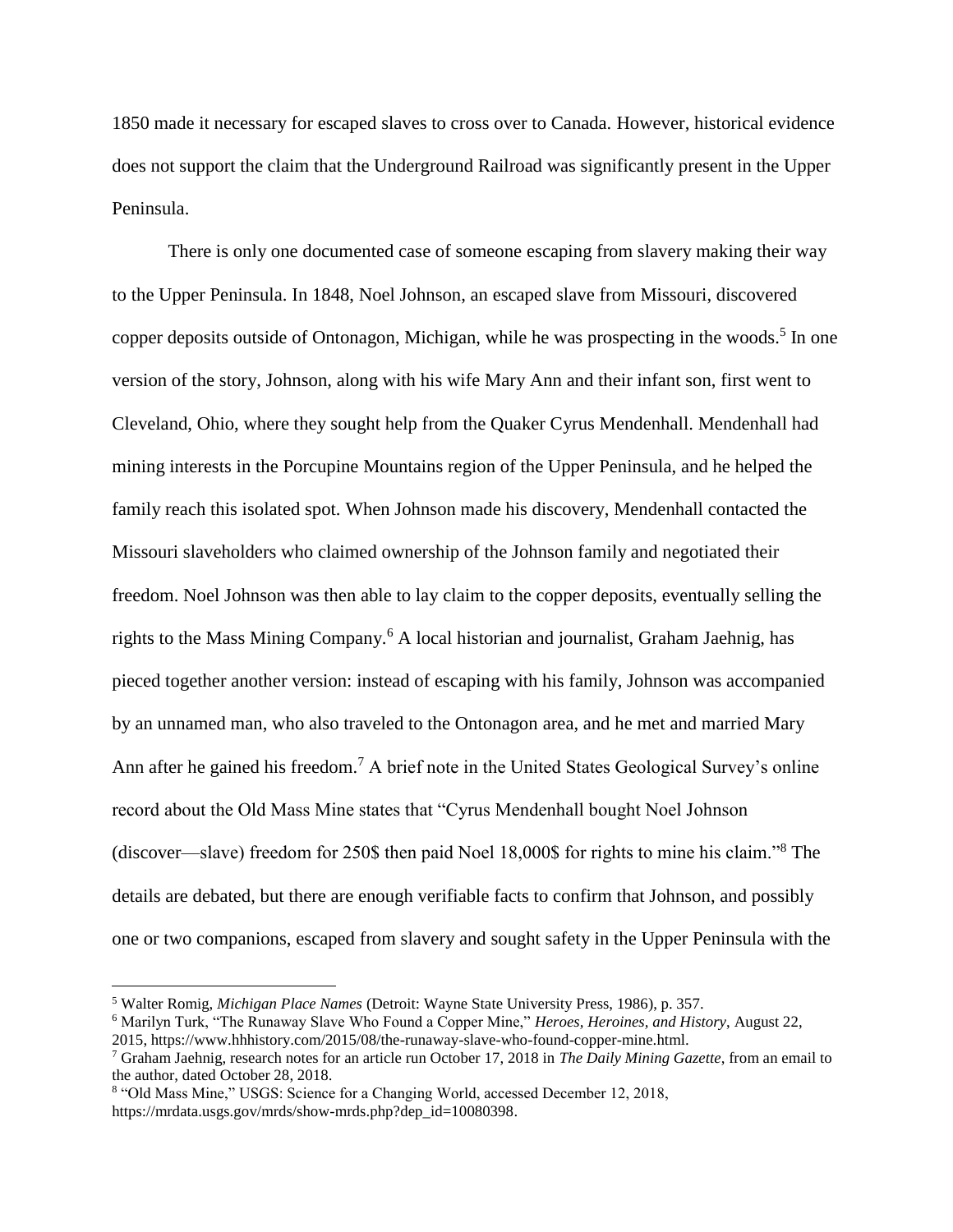1850 made it necessary for escaped slaves to cross over to Canada. However, historical evidence does not support the claim that the Underground Railroad was significantly present in the Upper Peninsula.

There is only one documented case of someone escaping from slavery making their way to the Upper Peninsula. In 1848, Noel Johnson, an escaped slave from Missouri, discovered copper deposits outside of Ontonagon, Michigan, while he was prospecting in the woods.[5] In one version of the story, Johnson, along with his wife Mary Ann and their infant son, first went to Cleveland, Ohio, where they sought help from the Quaker Cyrus Mendenhall. Mendenhall had mining interests in the Porcupine Mountains region of the Upper Peninsula, and he helped the family reach this isolated spot. When Johnson made his discovery, Mendenhall contacted the Missouri slaveholders who claimed ownership of the Johnson family and negotiated their freedom. Noel Johnson was then able to lay claim to the copper deposits, eventually selling the rights to the Mass Mining Company.[6] A local historian and journalist, Graham Jaehnig, has pieced together another version: instead of escaping with his family, Johnson was accompanied by an unnamed man, who also traveled to the Ontonagon area, and he met and married Mary Ann after he gained his freedom.[7] A brief note in the United States Geological Survey's online record about the Old Mass Mine states that "Cyrus Mendenhall bought Noel Johnson (discover—slave) freedom for 250$ then paid Noel 18,000$ for rights to mine his claim."[8] The details are debated, but there are enough verifiable facts to confirm that Johnson, and possibly one or two companions, escaped from slavery and sought safety in the Upper Peninsula with the

---

[5] Walter Romig, *Michigan Place Names* (Detroit: Wayne State University Press, 1986), p. 357.

[6] Marilyn Turk, "The Runaway Slave Who Found a Copper Mine," *Heroes, Heroines, and History*, August 22, 2015, https://www.hhhistory.com/2015/08/the-runaway-slave-who-found-copper-mine.html.

[7] Graham Jaehnig, research notes for an article run October 17, 2018 in *The Daily Mining Gazette*, from an email to the author, dated October 28, 2018.

[8] "Old Mass Mine," USGS: Science for a Changing World, accessed December 12, 2018, https://mrdata.usgs.gov/mrds/show-mrds.php?dep_id=10080398.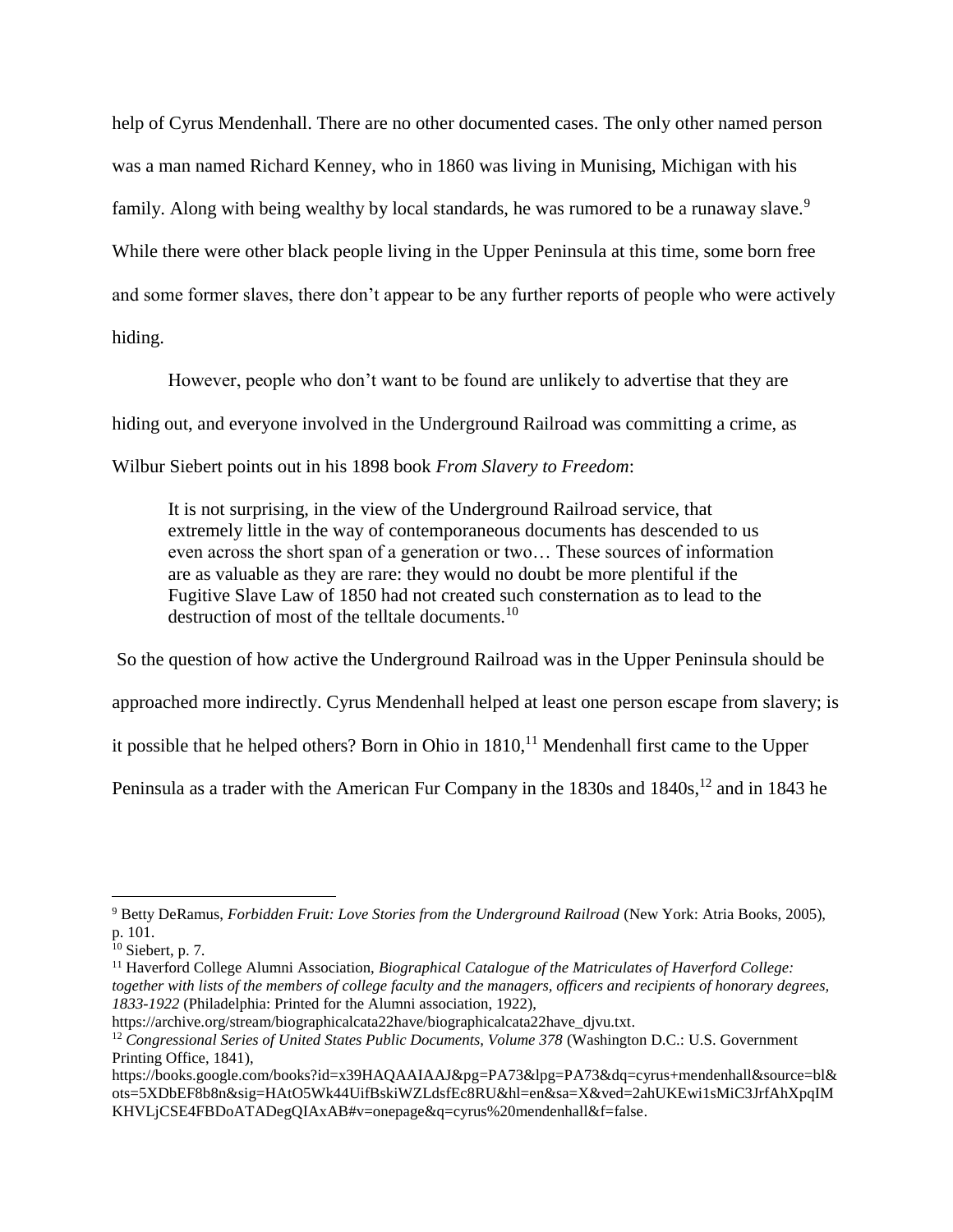help of Cyrus Mendenhall. There are no other documented cases. The only other named person was a man named Richard Kenney, who in 1860 was living in Munising, Michigan with his family. Along with being wealthy by local standards, he was rumored to be a runaway slave.[9] While there were other black people living in the Upper Peninsula at this time, some born free and some former slaves, there don't appear to be any further reports of people who were actively hiding.

However, people who don't want to be found are unlikely to advertise that they are hiding out, and everyone involved in the Underground Railroad was committing a crime, as Wilbur Siebert points out in his 1898 book *From Slavery to Freedom*:

> It is not surprising, in the view of the Underground Railroad service, that extremely little in the way of contemporaneous documents has descended to us even across the short span of a generation or two… These sources of information are as valuable as they are rare: they would no doubt be more plentiful if the Fugitive Slave Law of 1850 had not created such consternation as to lead to the destruction of most of the telltale documents.[10]

So the question of how active the Underground Railroad was in the Upper Peninsula should be approached more indirectly. Cyrus Mendenhall helped at least one person escape from slavery; is it possible that he helped others? Born in Ohio in 1810,[11] Mendenhall first came to the Upper Peninsula as a trader with the American Fur Company in the 1830s and 1840s,[12] and in 1843 he

---

[9] Betty DeRamus, *Forbidden Fruit: Love Stories from the Underground Railroad* (New York: Atria Books, 2005), p. 101.

[10] Siebert, p. 7.

[11] Haverford College Alumni Association, *Biographical Catalogue of the Matriculates of Haverford College: together with lists of the members of college faculty and the managers, officers and recipients of honorary degrees, 1833-1922* (Philadelphia: Printed for the Alumni association, 1922), https://archive.org/stream/biographicalcata22have/biographicalcata22have_djvu.txt.

[12] *Congressional Series of United States Public Documents, Volume 378* (Washington D.C.: U.S. Government Printing Office, 1841), https://books.google.com/books?id=x39HAQAAIAAJ&pg=PA73&lpg=PA73&dq=cyrus+mendenhall&source=bl&ots=5XDbEF8b8n&sig=HAtO5Wk44UifBskiWZLdsfEc8RU&hl=en&sa=X&ved=2ahUKEwi1sMiC3JrfAhXpqIMKHVLjCSE4FBDoATADegQIAxAB#v=onepage&q=cyrus%20mendenhall&f=false.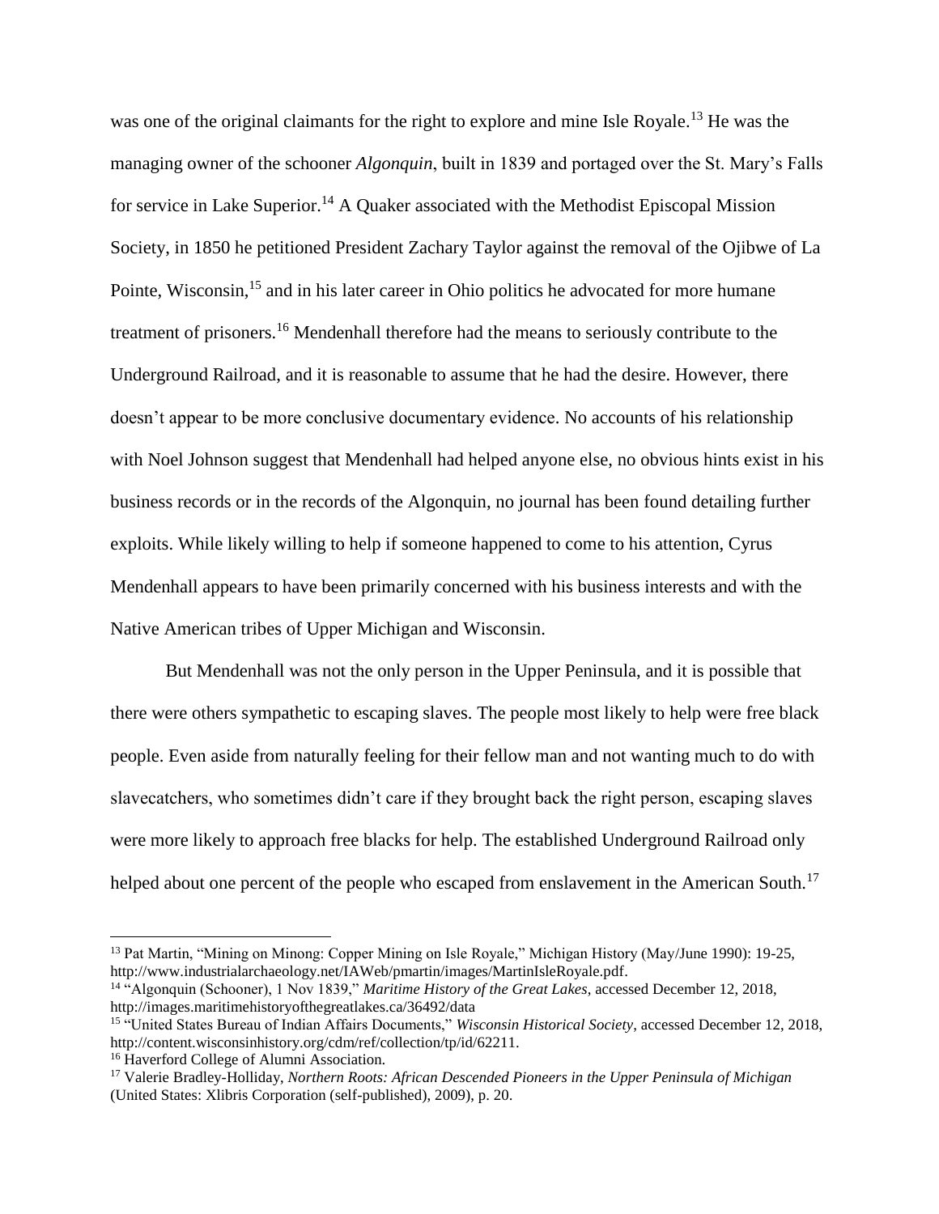was one of the original claimants for the right to explore and mine Isle Royale.[13] He was the managing owner of the schooner *Algonquin*, built in 1839 and portaged over the St. Mary's Falls for service in Lake Superior.[14] A Quaker associated with the Methodist Episcopal Mission Society, in 1850 he petitioned President Zachary Taylor against the removal of the Ojibwe of La Pointe, Wisconsin,[15] and in his later career in Ohio politics he advocated for more humane treatment of prisoners.[16] Mendenhall therefore had the means to seriously contribute to the Underground Railroad, and it is reasonable to assume that he had the desire. However, there doesn't appear to be more conclusive documentary evidence. No accounts of his relationship with Noel Johnson suggest that Mendenhall had helped anyone else, no obvious hints exist in his business records or in the records of the Algonquin, no journal has been found detailing further exploits. While likely willing to help if someone happened to come to his attention, Cyrus Mendenhall appears to have been primarily concerned with his business interests and with the Native American tribes of Upper Michigan and Wisconsin.

But Mendenhall was not the only person in the Upper Peninsula, and it is possible that there were others sympathetic to escaping slaves. The people most likely to help were free black people. Even aside from naturally feeling for their fellow man and not wanting much to do with slavecatchers, who sometimes didn't care if they brought back the right person, escaping slaves were more likely to approach free blacks for help. The established Underground Railroad only helped about one percent of the people who escaped from enslavement in the American South.[17]

---

[13] Pat Martin, "Mining on Minong: Copper Mining on Isle Royale," Michigan History (May/June 1990): 19-25, http://www.industrialarchaeology.net/IAWeb/pmartin/images/MartinIsleRoyale.pdf.

[14] "Algonquin (Schooner), 1 Nov 1839," *Maritime History of the Great Lakes*, accessed December 12, 2018, http://images.maritimehistoryofthegreatlakes.ca/36492/data

[15] "United States Bureau of Indian Affairs Documents," *Wisconsin Historical Society*, accessed December 12, 2018, http://content.wisconsinhistory.org/cdm/ref/collection/tp/id/62211.

[16] Haverford College of Alumni Association.

[17] Valerie Bradley-Holliday, *Northern Roots: African Descended Pioneers in the Upper Peninsula of Michigan* (United States: Xlibris Corporation (self-published), 2009), p. 20.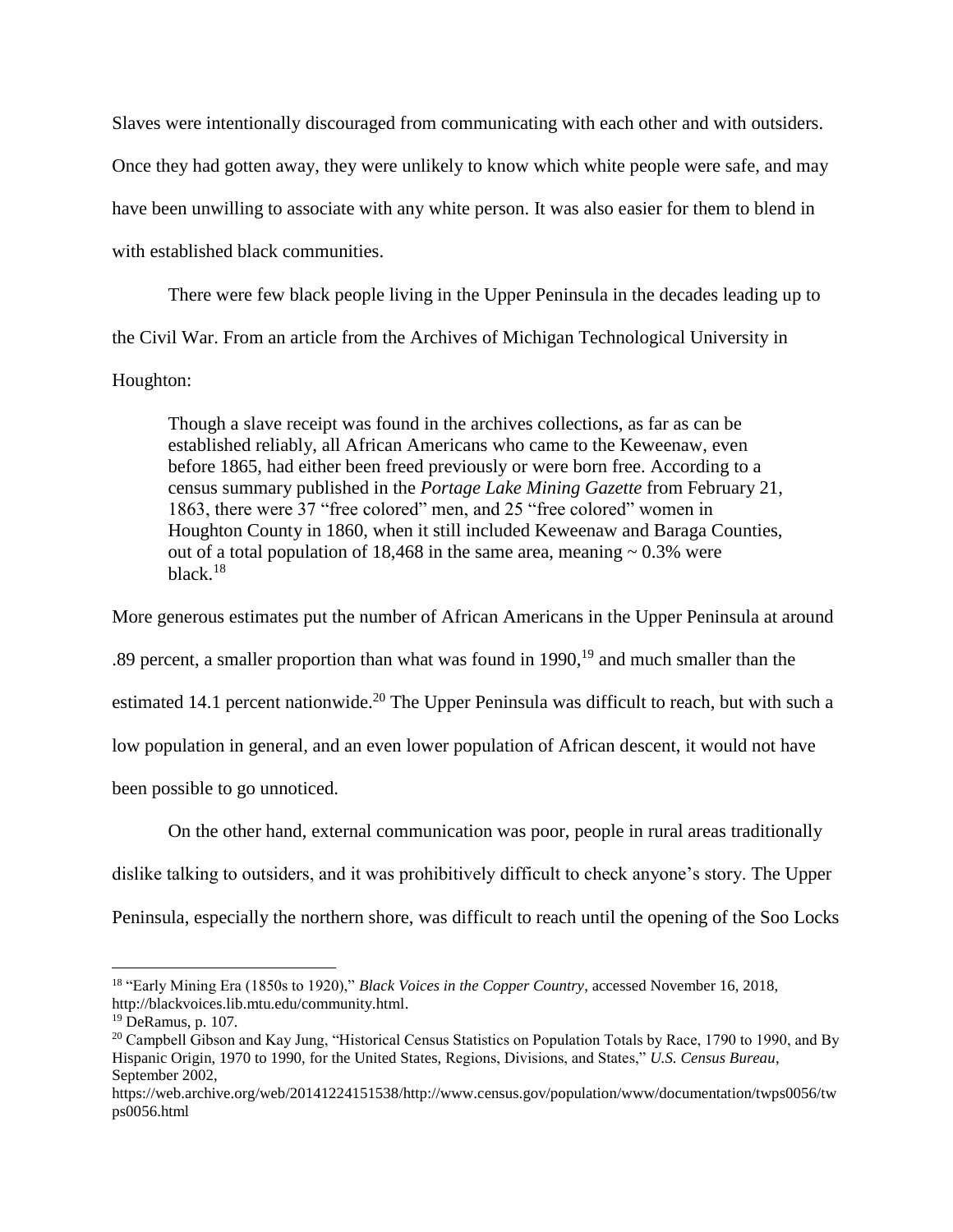Slaves were intentionally discouraged from communicating with each other and with outsiders. Once they had gotten away, they were unlikely to know which white people were safe, and may have been unwilling to associate with any white person. It was also easier for them to blend in with established black communities.

There were few black people living in the Upper Peninsula in the decades leading up to the Civil War. From an article from the Archives of Michigan Technological University in Houghton:

> Though a slave receipt was found in the archives collections, as far as can be established reliably, all African Americans who came to the Keweenaw, even before 1865, had either been freed previously or were born free. According to a census summary published in the *Portage Lake Mining Gazette* from February 21, 1863, there were 37 "free colored" men, and 25 "free colored" women in Houghton County in 1860, when it still included Keweenaw and Baraga Counties, out of a total population of 18,468 in the same area, meaning ~ 0.3% were black.[18]

More generous estimates put the number of African Americans in the Upper Peninsula at around .89 percent, a smaller proportion than what was found in 1990,[19] and much smaller than the estimated 14.1 percent nationwide.[20] The Upper Peninsula was difficult to reach, but with such a low population in general, and an even lower population of African descent, it would not have been possible to go unnoticed.

On the other hand, external communication was poor, people in rural areas traditionally dislike talking to outsiders, and it was prohibitively difficult to check anyone's story. The Upper Peninsula, especially the northern shore, was difficult to reach until the opening of the Soo Locks

---

[18] "Early Mining Era (1850s to 1920)," *Black Voices in the Copper Country*, accessed November 16, 2018, http://blackvoices.lib.mtu.edu/community.html.

[19] DeRamus, p. 107.

[20] Campbell Gibson and Kay Jung, "Historical Census Statistics on Population Totals by Race, 1790 to 1990, and By Hispanic Origin, 1970 to 1990, for the United States, Regions, Divisions, and States," *U.S. Census Bureau*, September 2002, https://web.archive.org/web/20141224151538/http://www.census.gov/population/www/documentation/twps0056/twps0056.html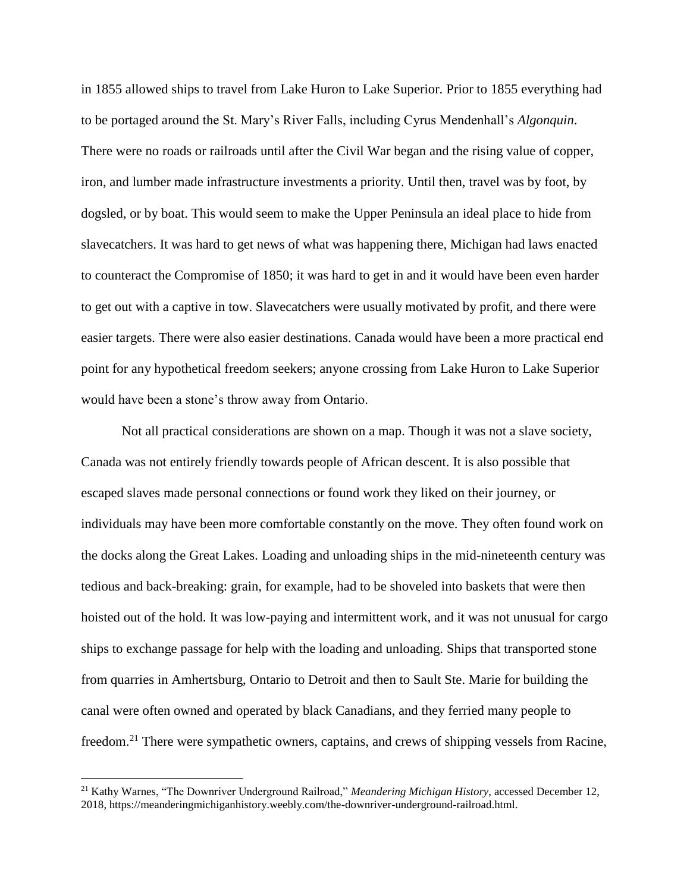in 1855 allowed ships to travel from Lake Huron to Lake Superior. Prior to 1855 everything had to be portaged around the St. Mary's River Falls, including Cyrus Mendenhall's *Algonquin*. There were no roads or railroads until after the Civil War began and the rising value of copper, iron, and lumber made infrastructure investments a priority. Until then, travel was by foot, by dogsled, or by boat. This would seem to make the Upper Peninsula an ideal place to hide from slavecatchers. It was hard to get news of what was happening there, Michigan had laws enacted to counteract the Compromise of 1850; it was hard to get in and it would have been even harder to get out with a captive in tow. Slavecatchers were usually motivated by profit, and there were easier targets. There were also easier destinations. Canada would have been a more practical end point for any hypothetical freedom seekers; anyone crossing from Lake Huron to Lake Superior would have been a stone's throw away from Ontario.

Not all practical considerations are shown on a map. Though it was not a slave society, Canada was not entirely friendly towards people of African descent. It is also possible that escaped slaves made personal connections or found work they liked on their journey, or individuals may have been more comfortable constantly on the move. They often found work on the docks along the Great Lakes. Loading and unloading ships in the mid-nineteenth century was tedious and back-breaking: grain, for example, had to be shoveled into baskets that were then hoisted out of the hold. It was low-paying and intermittent work, and it was not unusual for cargo ships to exchange passage for help with the loading and unloading. Ships that transported stone from quarries in Amhertsburg, Ontario to Detroit and then to Sault Ste. Marie for building the canal were often owned and operated by black Canadians, and they ferried many people to freedom.[21] There were sympathetic owners, captains, and crews of shipping vessels from Racine,

[21] Kathy Warnes, "The Downriver Underground Railroad," *Meandering Michigan History*, accessed December 12, 2018, https://meanderingmichiganhistory.weebly.com/the-downriver-underground-railroad.html.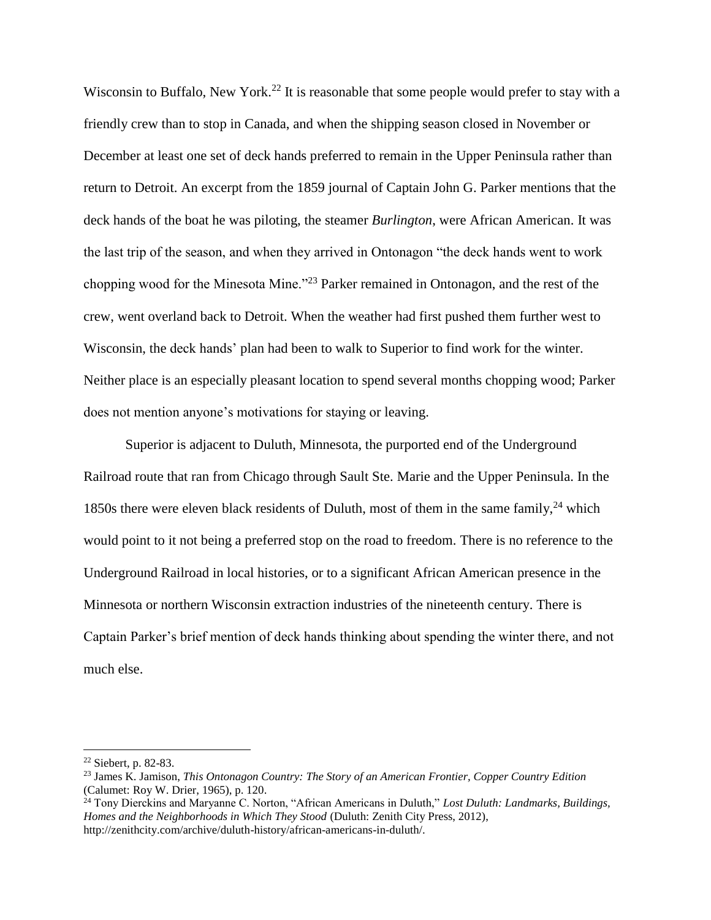Wisconsin to Buffalo, New York.[22] It is reasonable that some people would prefer to stay with a friendly crew than to stop in Canada, and when the shipping season closed in November or December at least one set of deck hands preferred to remain in the Upper Peninsula rather than return to Detroit. An excerpt from the 1859 journal of Captain John G. Parker mentions that the deck hands of the boat he was piloting, the steamer *Burlington*, were African American. It was the last trip of the season, and when they arrived in Ontonagon "the deck hands went to work chopping wood for the Minesota Mine."[23] Parker remained in Ontonagon, and the rest of the crew, went overland back to Detroit. When the weather had first pushed them further west to Wisconsin, the deck hands' plan had been to walk to Superior to find work for the winter. Neither place is an especially pleasant location to spend several months chopping wood; Parker does not mention anyone's motivations for staying or leaving.

Superior is adjacent to Duluth, Minnesota, the purported end of the Underground Railroad route that ran from Chicago through Sault Ste. Marie and the Upper Peninsula. In the 1850s there were eleven black residents of Duluth, most of them in the same family,[24] which would point to it not being a preferred stop on the road to freedom. There is no reference to the Underground Railroad in local histories, or to a significant African American presence in the Minnesota or northern Wisconsin extraction industries of the nineteenth century. There is Captain Parker's brief mention of deck hands thinking about spending the winter there, and not much else.

---

[22] Siebert, p. 82-83.

[23] James K. Jamison, *This Ontonagon Country: The Story of an American Frontier, Copper Country Edition* (Calumet: Roy W. Drier, 1965), p. 120.

[24] Tony Dierckins and Maryanne C. Norton, "African Americans in Duluth," *Lost Duluth: Landmarks, Buildings, Homes and the Neighborhoods in Which They Stood* (Duluth: Zenith City Press, 2012), http://zenithcity.com/archive/duluth-history/african-americans-in-duluth/.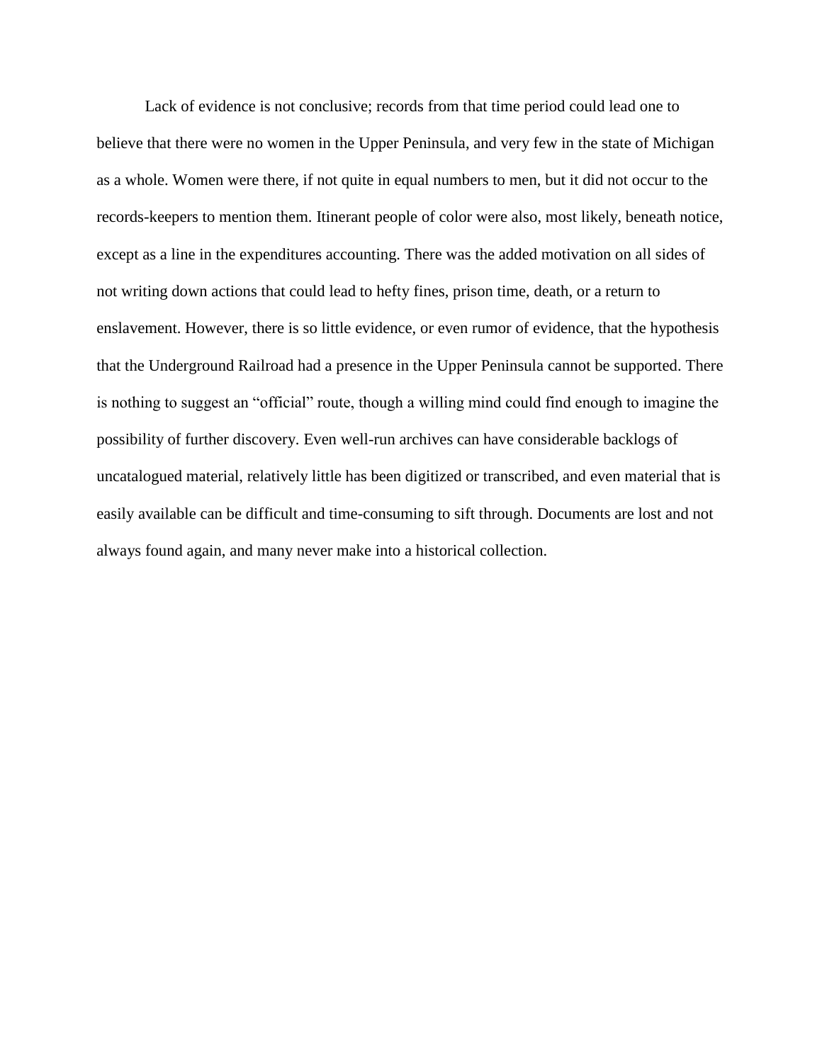Lack of evidence is not conclusive; records from that time period could lead one to believe that there were no women in the Upper Peninsula, and very few in the state of Michigan as a whole. Women were there, if not quite in equal numbers to men, but it did not occur to the records-keepers to mention them. Itinerant people of color were also, most likely, beneath notice, except as a line in the expenditures accounting. There was the added motivation on all sides of not writing down actions that could lead to hefty fines, prison time, death, or a return to enslavement. However, there is so little evidence, or even rumor of evidence, that the hypothesis that the Underground Railroad had a presence in the Upper Peninsula cannot be supported. There is nothing to suggest an "official" route, though a willing mind could find enough to imagine the possibility of further discovery. Even well-run archives can have considerable backlogs of uncatalogued material, relatively little has been digitized or transcribed, and even material that is easily available can be difficult and time-consuming to sift through. Documents are lost and not always found again, and many never make into a historical collection.